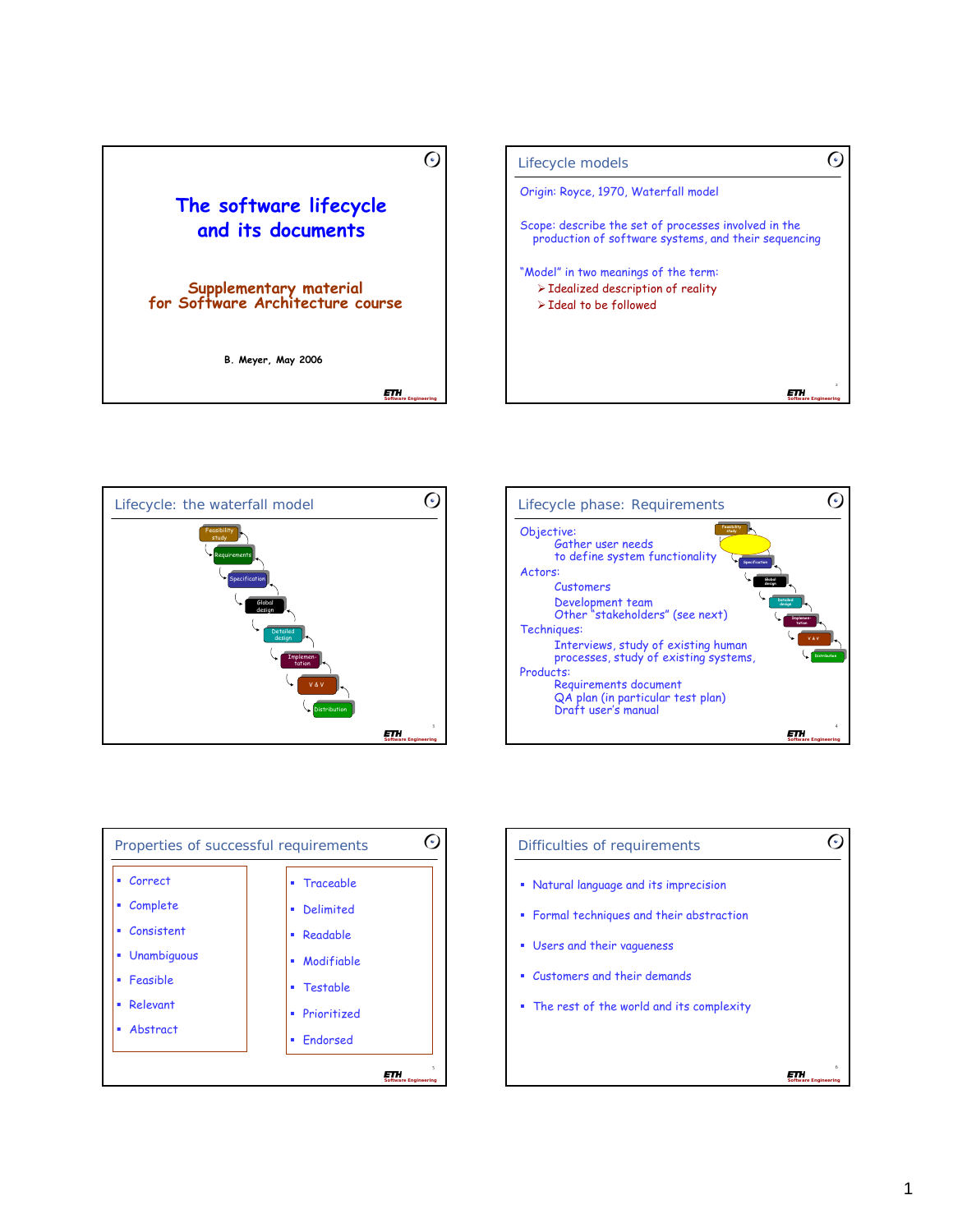# The software lifecycle and its documents

**Supplementary material for Software Architecture course**

**B. Meyer, May 2006**

## Lifecycle models

Origin: Royce, 1970, Waterfall model

Scope: describe the set of processes involved in the production of software systems, and their sequencing

"Model" in two meanings of the term:

- Idealized description of reality
- Ideal to be followed

## Lifecycle: the waterfall model

Feasibility study → Requirements → Specification → Global design → Detailed design → Implementation → V & V → Distribution

## Lifecycle phase: Requirements

Objective:
- Gather user needs to define system functionality

Actors:
- Customers
- Development team
- Other "stakeholders" (see next)

Techniques:
- Interviews, study of existing human processes, study of existing systems,

Products:
- Requirements document
- QA plan (in particular test plan)
- Draft user's manual

## Properties of successful requirements

- Correct
- Complete
- Consistent
- Unambiguous
- Feasible
- Relevant
- Abstract

- Traceable
- Delimited
- Readable
- Modifiable
- Testable
- Prioritized
- Endorsed

## Difficulties of requirements

- Natural language and its imprecision
- Formal techniques and their abstraction
- Users and their vagueness
- Customers and their demands
- The rest of the world and its complexity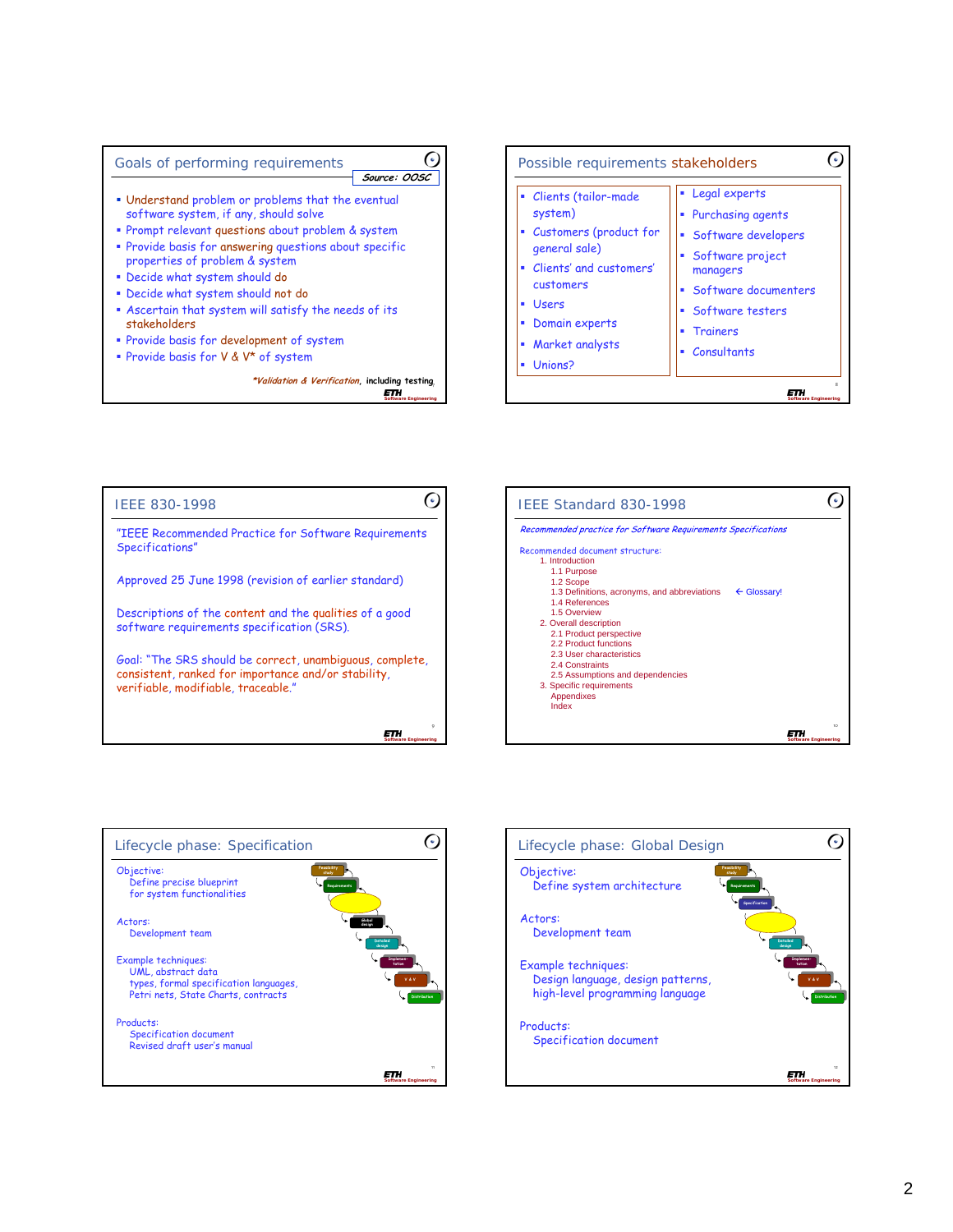## Goals of performing requirements

*Source: OOSC*

- Understand problem or problems that the eventual software system, if any, should solve
- Prompt relevant questions about problem & system
- Provide basis for answering questions about specific properties of problem & system
- Decide what system should do
- Decide what system should not do
- Ascertain that system will satisfy the needs of its stakeholders
- Provide basis for development of system
- Provide basis for V & V* of system

**Validation & Verification*, including testing

## Possible requirements stakeholders

- Clients (tailor-made system)
- Customers (product for general sale)
- Clients' and customers' customers
- Users
- Domain experts
- Market analysts
- Unions?
- Legal experts
- Purchasing agents
- Software developers
- Software project managers
- Software documenters
- Software testers
- Trainers
- Consultants

## IEEE 830-1998

"IEEE Recommended Practice for Software Requirements Specifications"

Approved 25 June 1998 (revision of earlier standard)

Descriptions of the content and the qualities of a good software requirements specification (SRS).

Goal: "The SRS should be correct, unambiguous, complete, consistent, ranked for importance and/or stability, verifiable, modifiable, traceable."

## IEEE Standard 830-1998

*Recommended practice for Software Requirements Specifications*

Recommended document structure:

1. Introduction
   - 1.1 Purpose
   - 1.2 Scope
   - 1.3 Definitions, acronyms, and abbreviations ← Glossary!
   - 1.4 References
   - 1.5 Overview
2. Overall description
   - 2.1 Product perspective
   - 2.2 Product functions
   - 2.3 User characteristics
   - 2.4 Constraints
   - 2.5 Assumptions and dependencies
3. Specific requirements

   Appendixes

   Index

## Lifecycle phase: Specification

Objective:
Define precise blueprint for system functionalities

Actors:
Development team

Example techniques:
UML, abstract data types, formal specification languages, Petri nets, State Charts, contracts

Products:
Specification document
Revised draft user's manual

## Lifecycle phase: Global Design

Objective:
Define system architecture

Actors:
Development team

Example techniques:
Design language, design patterns, high-level programming language

Products:
Specification document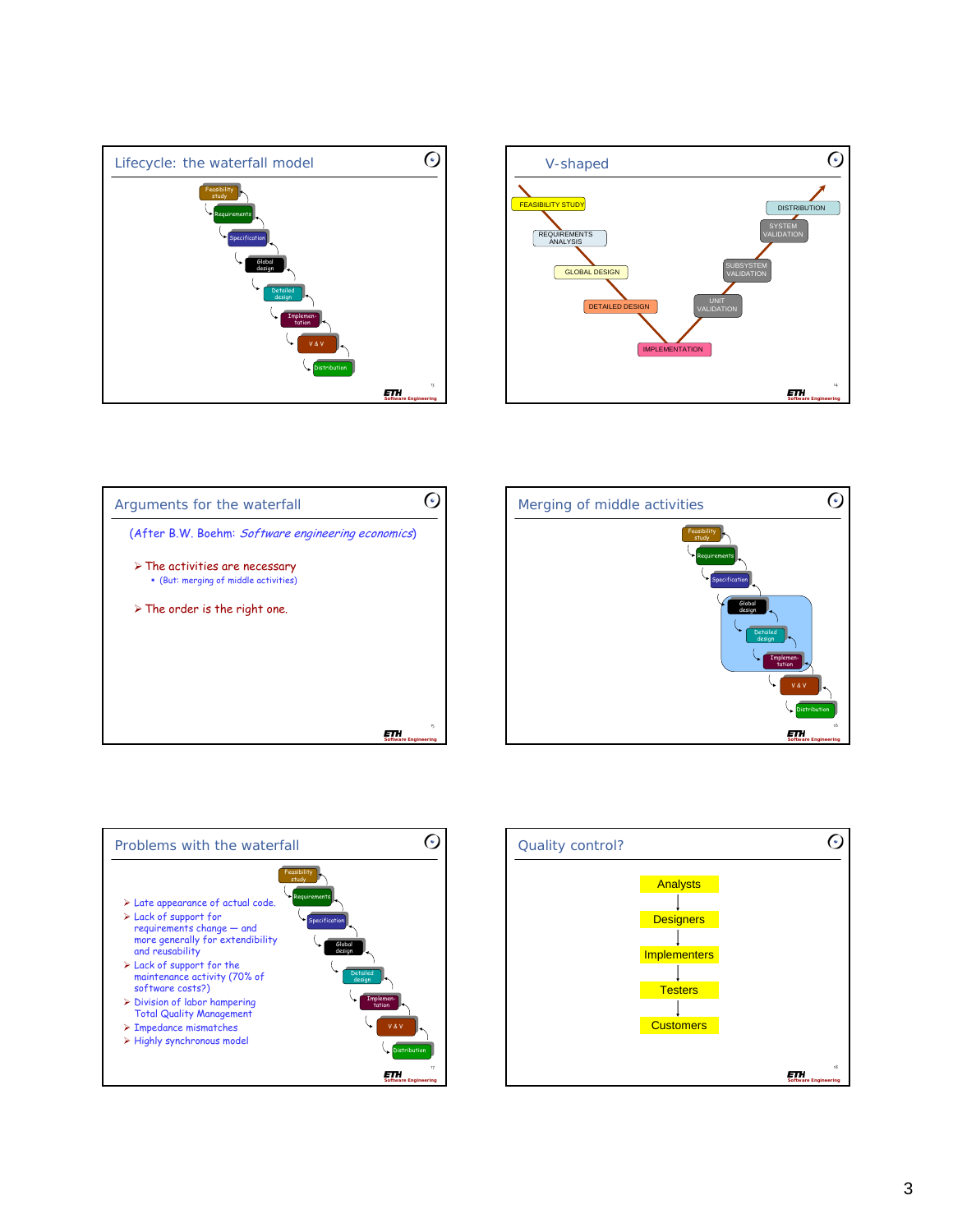## Lifecycle: the waterfall model

Feasibility study → Requirements → Specification → Global design → Detailed design → Implementation → V & V → Distribution

## V-shaped

FEASIBILITY STUDY
REQUIREMENTS ANALYSIS
GLOBAL DESIGN
DETAILED DESIGN
IMPLEMENTATION
UNIT VALIDATION
SUBSYSTEM VALIDATION
SYSTEM VALIDATION
DISTRIBUTION

## Arguments for the waterfall

(After B.W. Boehm: *Software engineering economics*)

- The activities are necessary
  - (But: merging of middle activities)
- The order is the right one.

## Merging of middle activities

Feasibility study → Requirements → Specification → [Global design → Detailed design → Implementation] → V & V → Distribution

## Problems with the waterfall

- Late appearance of actual code.
- Lack of support for requirements change — and more generally for extendibility and reusability
- Lack of support for the maintenance activity (70% of software costs?)
- Division of labor hampering Total Quality Management
- Impedance mismatches
- Highly synchronous model

## Quality control?

Analysts → Designers → Implementers → Testers → Customers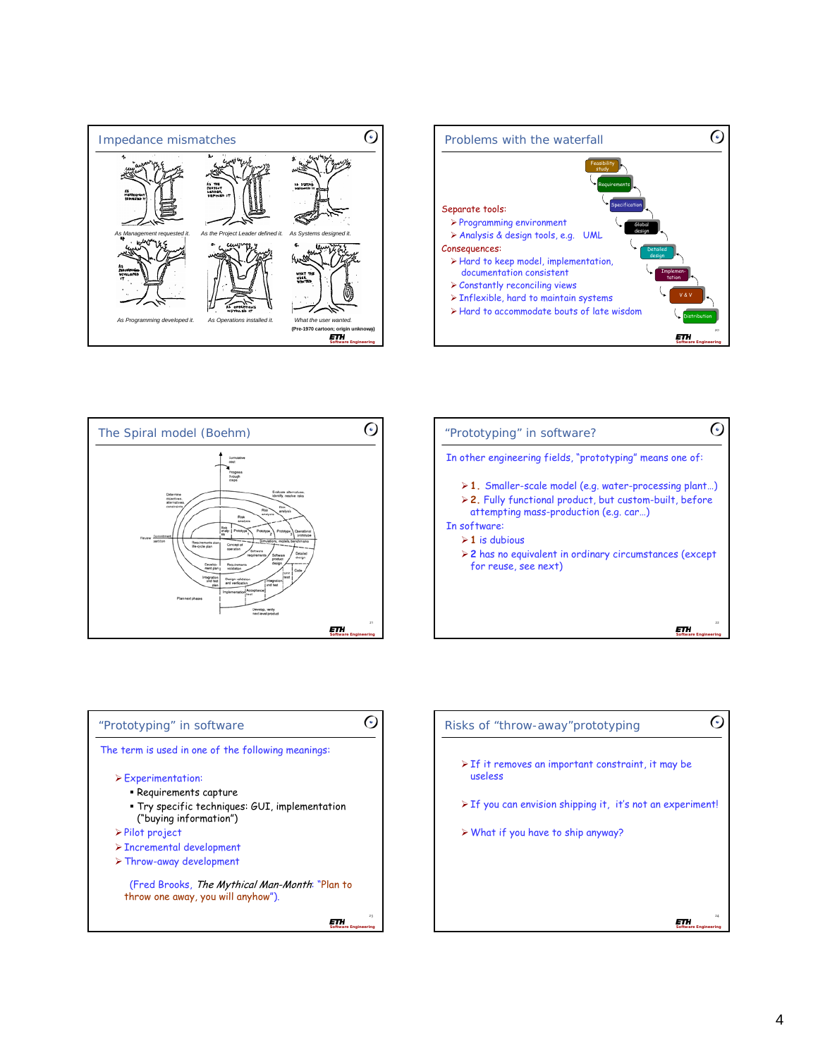## Impedance mismatches

As Management requested it. As the Project Leader defined it. As Systems designed it.

As Programming developed it. As Operations installed it. What the user wanted.

(Pre-1970 cartoon; origin unknown)

## Problems with the waterfall

Feasibility study → Requirements → Specification → Global design → Detailed design → Implementation → V & V → Distribution

Separate tools:

- Programming environment
- Analysis & design tools, e.g. UML

Consequences:

- Hard to keep model, implementation, documentation consistent
- Constantly reconciling views
- Inflexible, hard to maintain systems
- Hard to accommodate bouts of late wisdom

## The Spiral model (Boehm)

Cumulative cost; Progress through steps; Determine objectives, alternatives, constraints; Evaluate alternatives, identify, resolve risks; Risk analysis; Prototype 1; Prototype 2; Prototype 3; Operational prototype; Review; Commitment partition; Requirements plan life-cycle plan; Concept of operation; Simulations, models, benchmarks; Software requirements; Requirements validation; Software product design; Detailed design; Development plan; Integration and test plan; Design validation and verification; Code; Unit test; Integration and test; Acceptance test; Implementation; Plan next phases; Develop, verify next-level product

## "Prototyping" in software?

In other engineering fields, "prototyping" means one of:

- **1.** Smaller-scale model (e.g. water-processing plant…)
- **2.** Fully functional product, but custom-built, before attempting mass-production (e.g. car…)

In software:

- **1** is dubious
- **2** has no equivalent in ordinary circumstances (except for reuse, see next)

## "Prototyping" in software

The term is used in one of the following meanings:

- Experimentation:
  - Requirements capture
  - Try specific techniques: GUI, implementation ("buying information")
- Pilot project
- Incremental development
- Throw-away development

(Fred Brooks, *The Mythical Man-Month*: "Plan to throw one away, you will anyhow").

## Risks of "throw-away" prototyping

- If it removes an important constraint, it may be useless
- If you can envision shipping it, it's not an experiment!
- What if you have to ship anyway?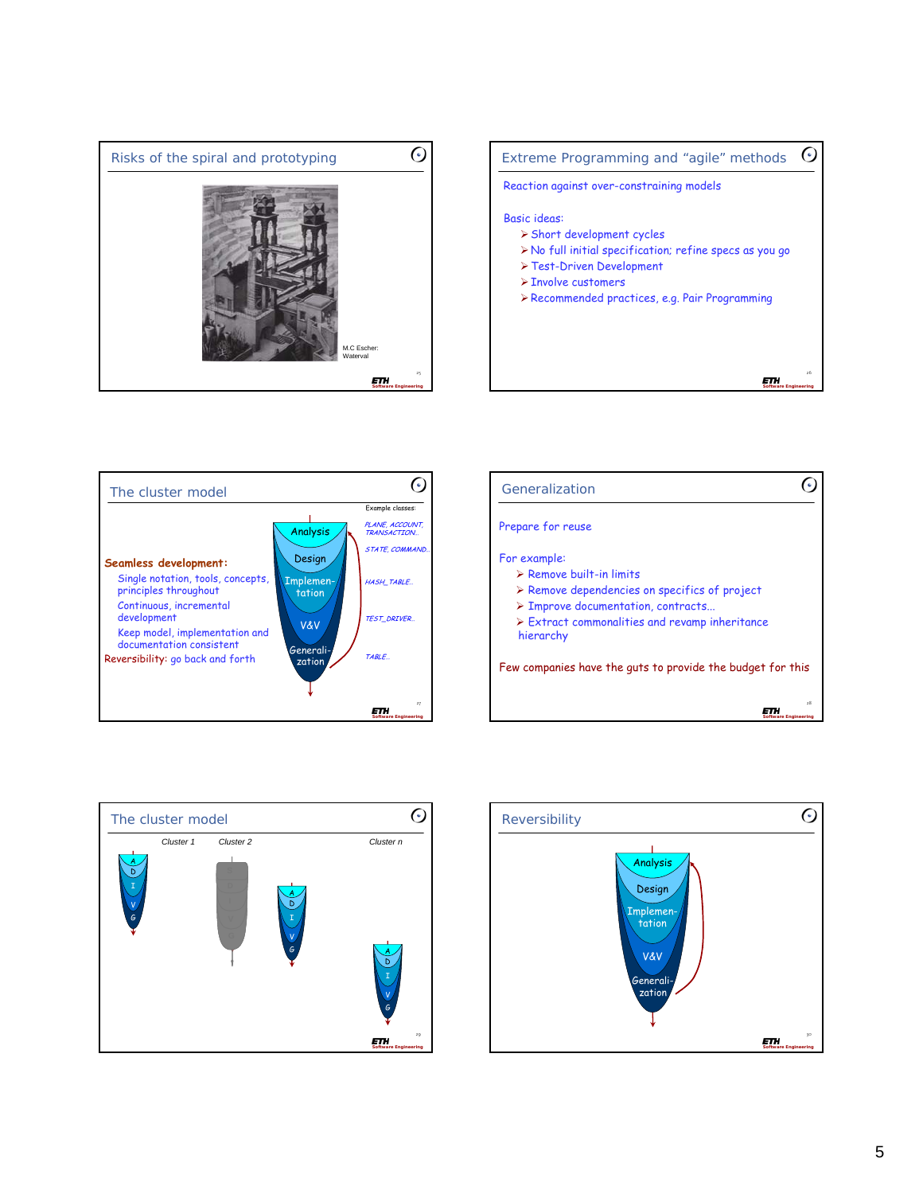## Risks of the spiral and prototyping

M.C Escher: Waterval

## Extreme Programming and "agile" methods

Reaction against over-constraining models

Basic ideas:

- Short development cycles
- No full initial specification; refine specs as you go
- Test-Driven Development
- Involve customers
- Recommended practices, e.g. Pair Programming

## The cluster model

**Seamless development:**

- Single notation, tools, concepts, principles throughout
- Continuous, incremental development
- Keep model, implementation and documentation consistent

Reversibility: go back and forth

Analysis → Design → Implementation → V&V → Generalization

Example classes:

- *PLANE, ACCOUNT, TRANSACTION...*
- *STATE, COMMAND...*
- *HASH_TABLE...*
- *TEST_DRIVER...*
- *TABLE...*

## Generalization

Prepare for reuse

For example:

- Remove built-in limits
- Remove dependencies on specifics of project
- Improve documentation, contracts...
- Extract commonalities and revamp inheritance hierarchy

Few companies have the guts to provide the budget for this

## The cluster model

Cluster 1, Cluster 2, ..., Cluster n

A D I V G

## Reversibility

Analysis → Design → Implementation → V&V → Generalization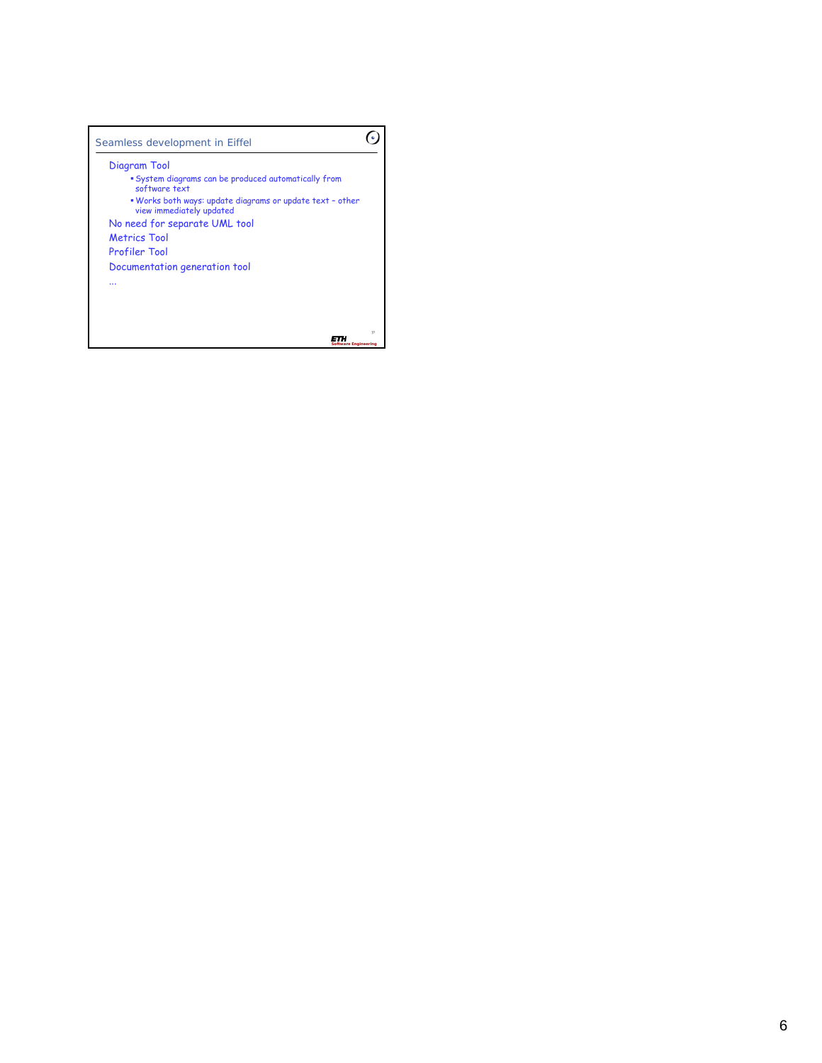## Seamless development in Eiffel

- Diagram Tool
  - System diagrams can be produced automatically from software text
  - Works both ways: update diagrams or update text – other view immediately updated
- No need for separate UML tool
- Metrics Tool
- Profiler Tool
- Documentation generation tool
- ...